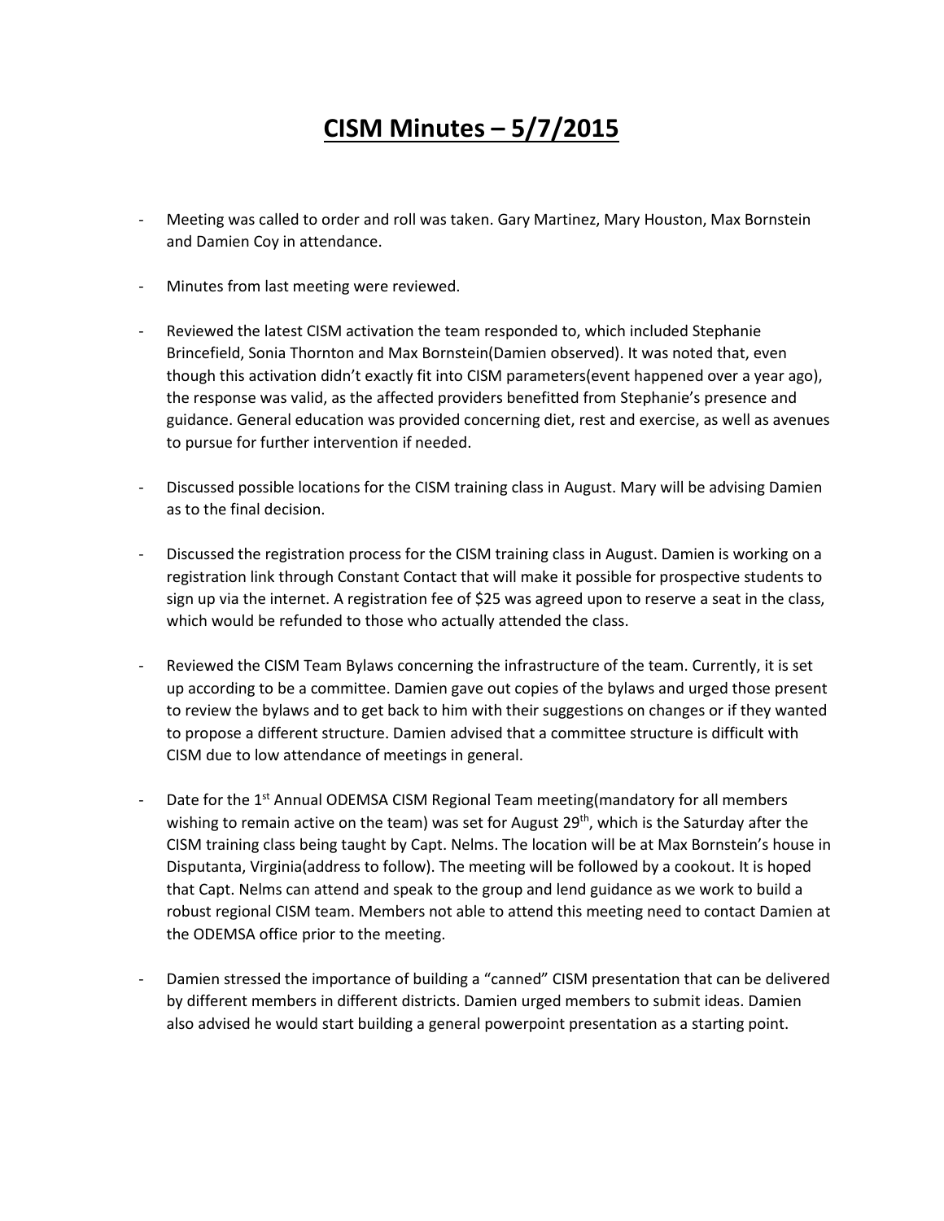# CISM Minutes – 5/7/2015

- Meeting was called to order and roll was taken. Gary Martinez, Mary Houston, Max Bornstein and Damien Coy in attendance.

- Minutes from last meeting were reviewed.

- Reviewed the latest CISM activation the team responded to, which included Stephanie Brincefield, Sonia Thornton and Max Bornstein(Damien observed). It was noted that, even though this activation didn't exactly fit into CISM parameters(event happened over a year ago), the response was valid, as the affected providers benefitted from Stephanie's presence and guidance. General education was provided concerning diet, rest and exercise, as well as avenues to pursue for further intervention if needed.

- Discussed possible locations for the CISM training class in August. Mary will be advising Damien as to the final decision.

- Discussed the registration process for the CISM training class in August. Damien is working on a registration link through Constant Contact that will make it possible for prospective students to sign up via the internet. A registration fee of $25 was agreed upon to reserve a seat in the class, which would be refunded to those who actually attended the class.

- Reviewed the CISM Team Bylaws concerning the infrastructure of the team. Currently, it is set up according to be a committee. Damien gave out copies of the bylaws and urged those present to review the bylaws and to get back to him with their suggestions on changes or if they wanted to propose a different structure. Damien advised that a committee structure is difficult with CISM due to low attendance of meetings in general.

- Date for the 1st Annual ODEMSA CISM Regional Team meeting(mandatory for all members wishing to remain active on the team) was set for August 29th, which is the Saturday after the CISM training class being taught by Capt. Nelms. The location will be at Max Bornstein's house in Disputanta, Virginia(address to follow). The meeting will be followed by a cookout. It is hoped that Capt. Nelms can attend and speak to the group and lend guidance as we work to build a robust regional CISM team. Members not able to attend this meeting need to contact Damien at the ODEMSA office prior to the meeting.

- Damien stressed the importance of building a "canned" CISM presentation that can be delivered by different members in different districts. Damien urged members to submit ideas. Damien also advised he would start building a general powerpoint presentation as a starting point.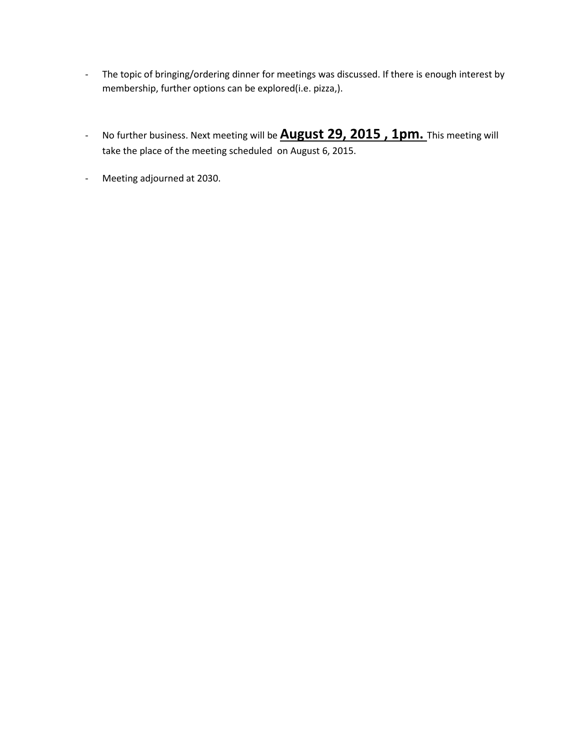- The topic of bringing/ordering dinner for meetings was discussed. If there is enough interest by membership, further options can be explored(i.e. pizza,).

- No further business. Next meeting will be **August 29, 2015 , 1pm.** This meeting will take the place of the meeting scheduled on August 6, 2015.

- Meeting adjourned at 2030.